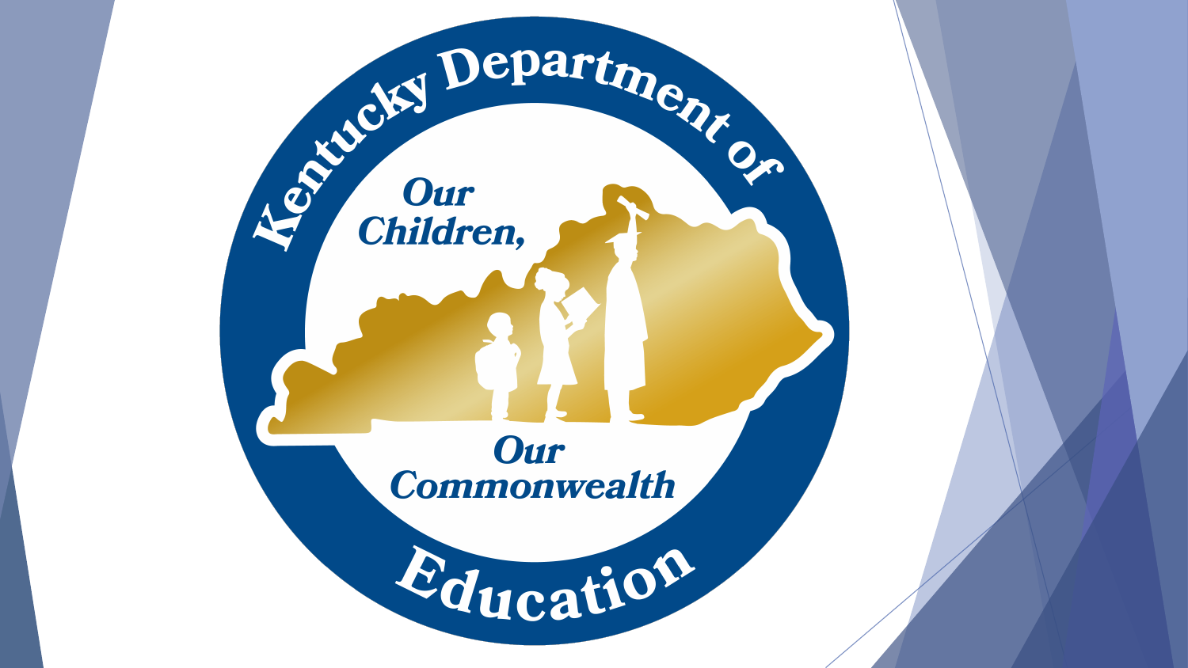Kentucky Department of Education

Our Children, Our Commonwealth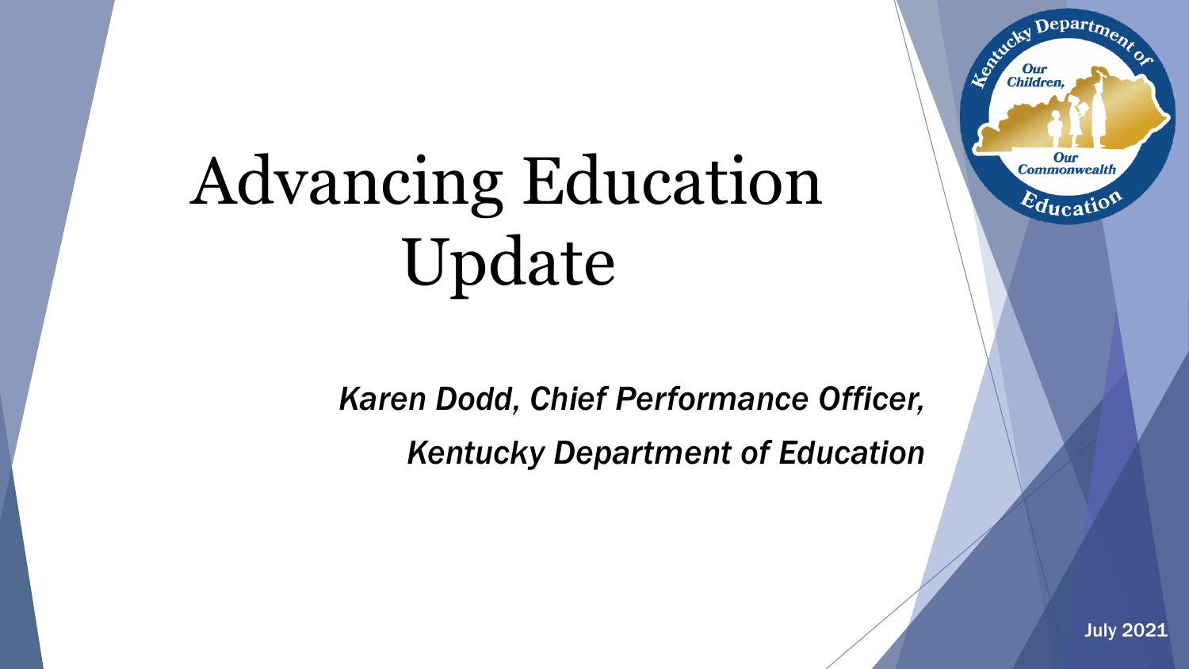# Advancing Education Update

*Karen Dodd, Chief Performance Officer,*

*Kentucky Department of Education*

July 2021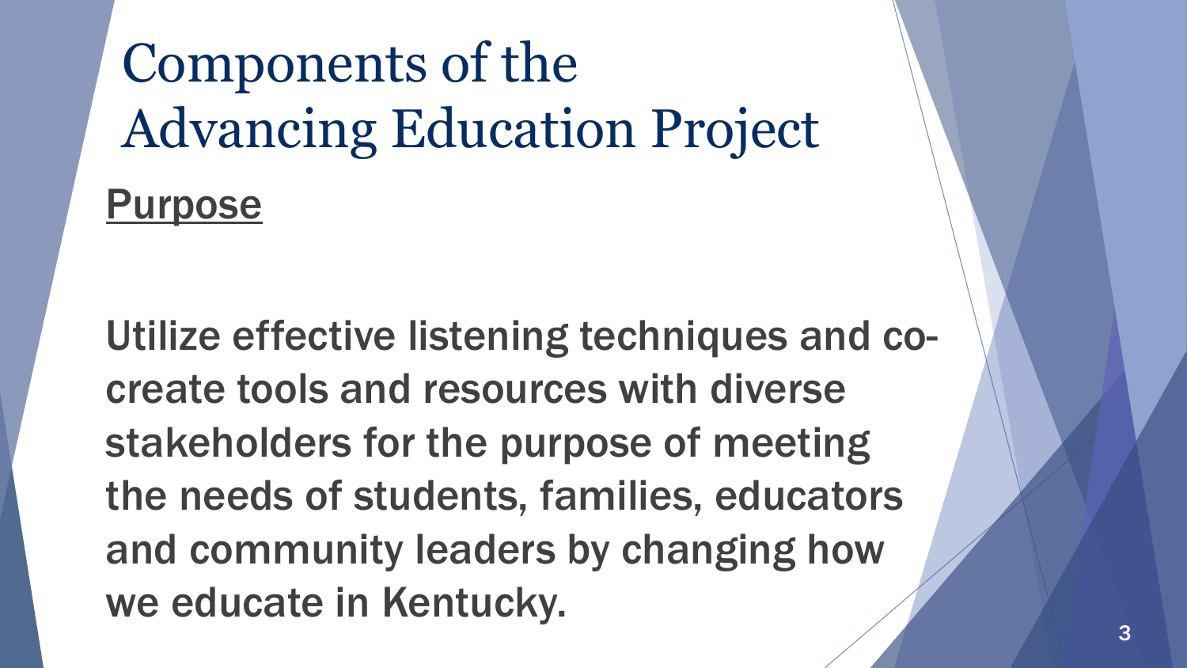# Components of the Advancing Education Project

## Purpose

Utilize effective listening techniques and co-create tools and resources with diverse stakeholders for the purpose of meeting the needs of students, families, educators and community leaders by changing how we educate in Kentucky.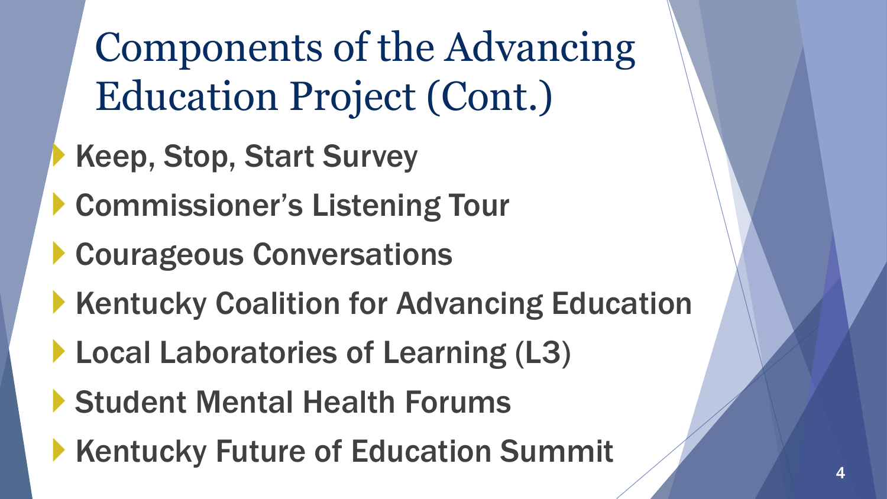# Components of the Advancing Education Project (Cont.)

- Keep, Stop, Start Survey
- Commissioner's Listening Tour
- Courageous Conversations
- Kentucky Coalition for Advancing Education
- Local Laboratories of Learning (L3)
- Student Mental Health Forums
- Kentucky Future of Education Summit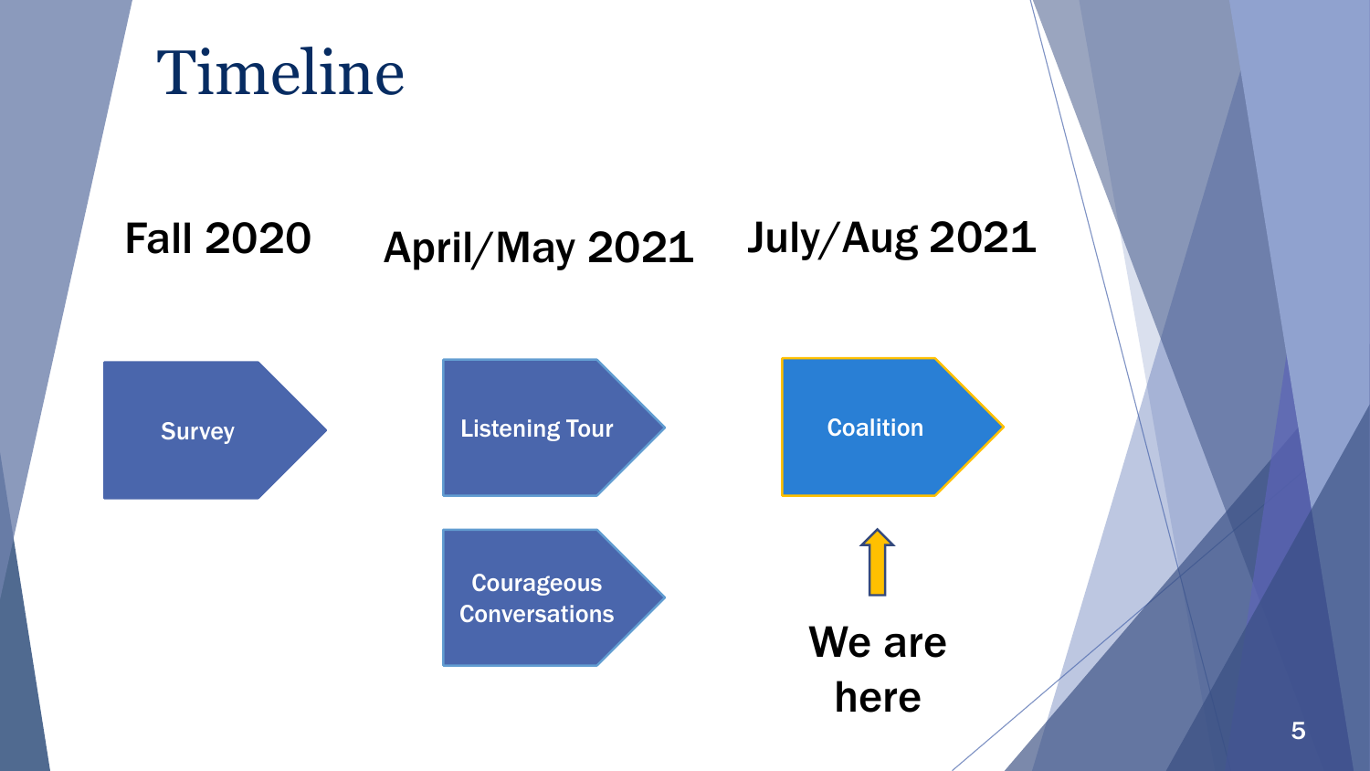# Timeline

**Fall 2020**
- Survey

**April/May 2021**
- Listening Tour
- Courageous Conversations

**July/Aug 2021**
- Coalition

**We are here**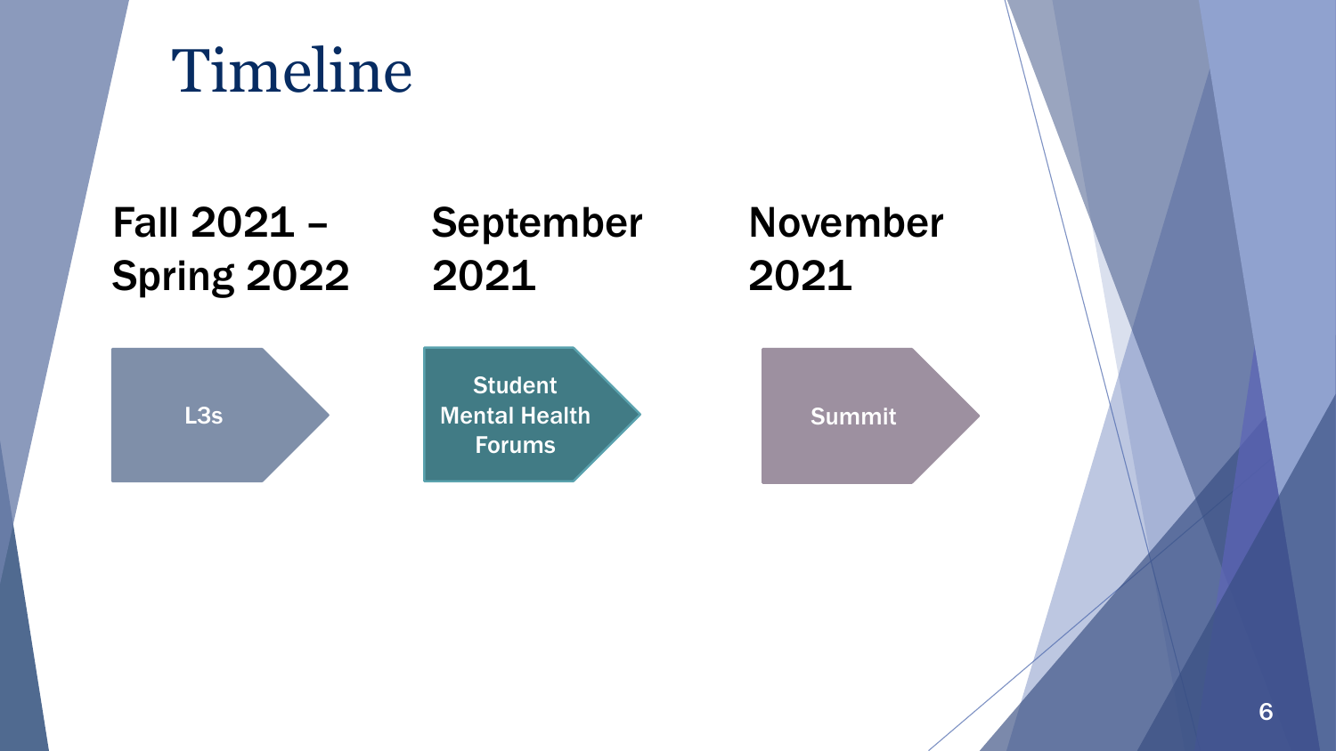# Timeline

**Fall 2021 – Spring 2022**

L3s

**September 2021**

Student Mental Health Forums

**November 2021**

Summit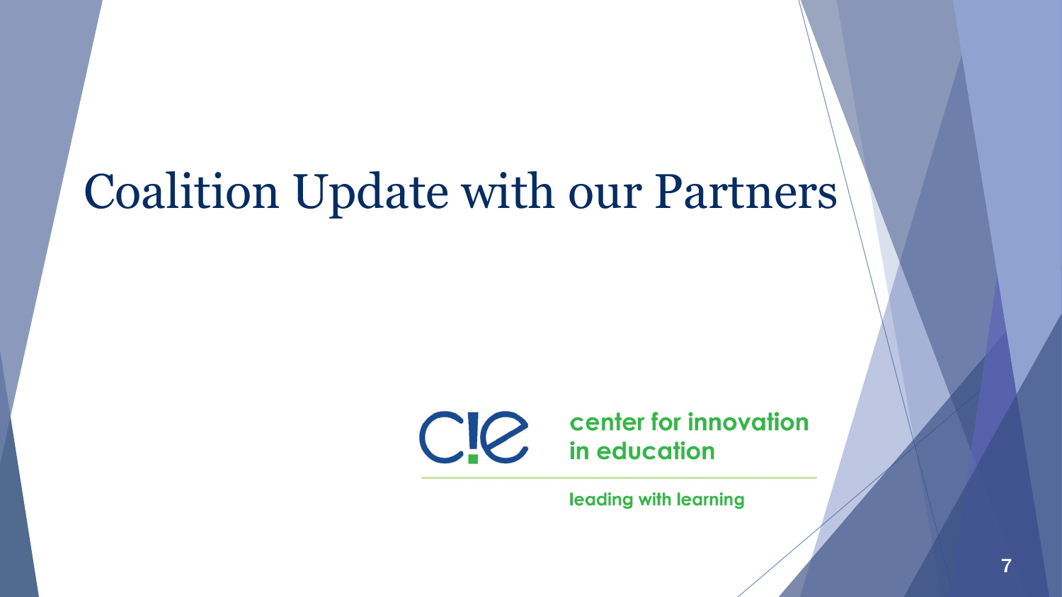# Coalition Update with our Partners

C!E center for innovation in education

leading with learning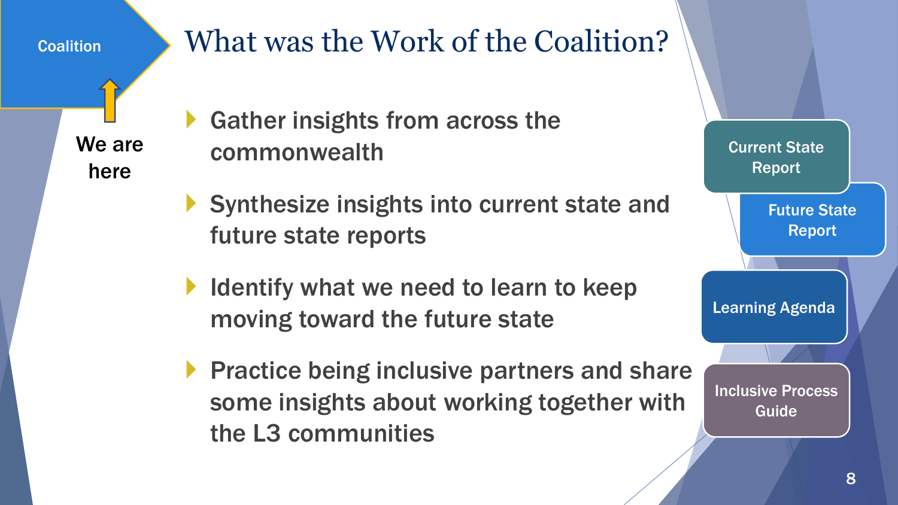Coalition

We are here

# What was the Work of the Coalition?

- Gather insights from across the commonwealth
- Synthesize insights into current state and future state reports
- Identify what we need to learn to keep moving toward the future state
- Practice being inclusive partners and share some insights about working together with the L3 communities

Current State Report

Future State Report

Learning Agenda

Inclusive Process Guide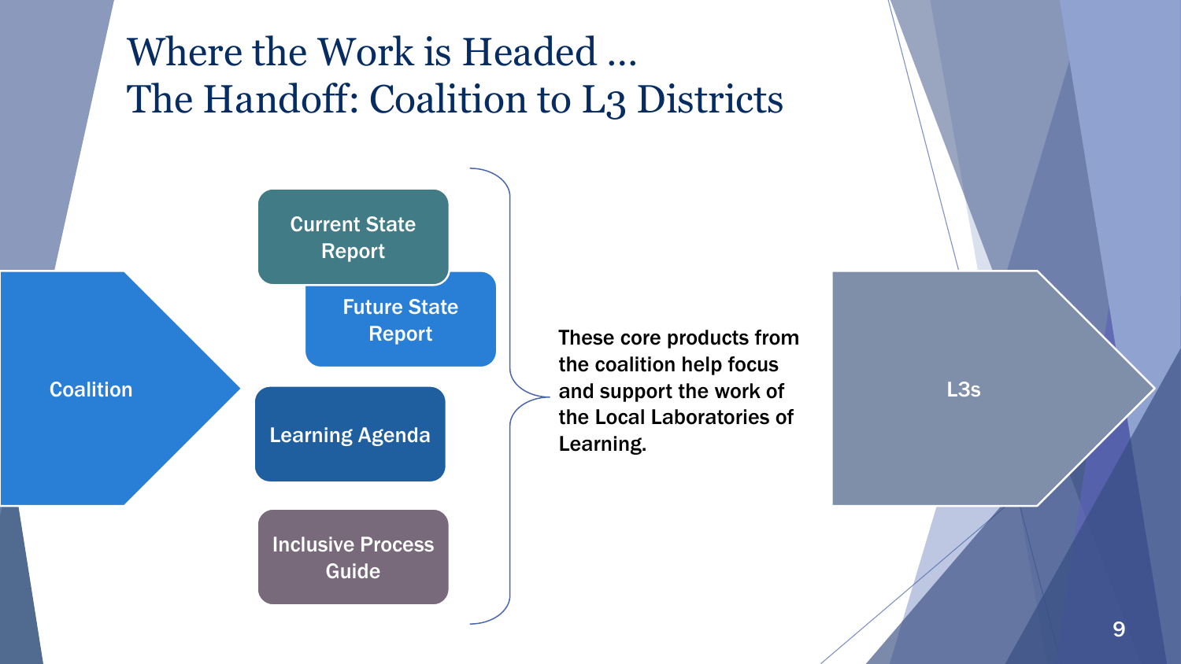# Where the Work is Headed …
# The Handoff: Coalition to L3 Districts

Coalition

- Current State Report
- Future State Report
- Learning Agenda
- Inclusive Process Guide

These core products from the coalition help focus and support the work of the Local Laboratories of Learning.

L3s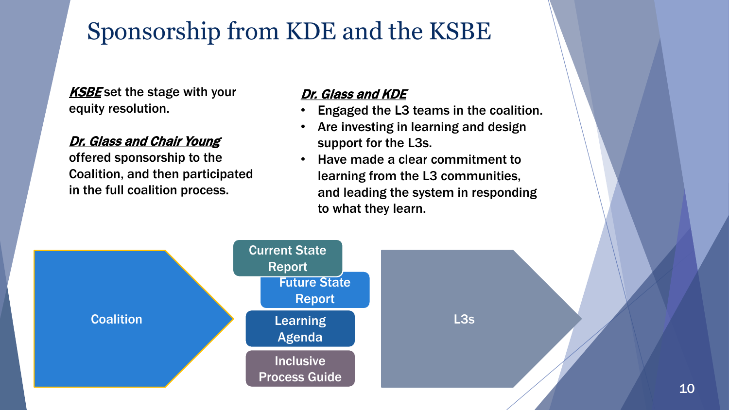# Sponsorship from KDE and the KSBE

***KSBE*** set the stage with your equity resolution.

***Dr. Glass and Chair Young*** offered sponsorship to the Coalition, and then participated in the full coalition process.

***Dr. Glass and KDE***

- Engaged the L3 teams in the coalition.
- Are investing in learning and design support for the L3s.
- Have made a clear commitment to learning from the L3 communities, and leading the system in responding to what they learn.

Coalition → Current State Report, Future State Report, Learning Agenda, Inclusive Process Guide → L3s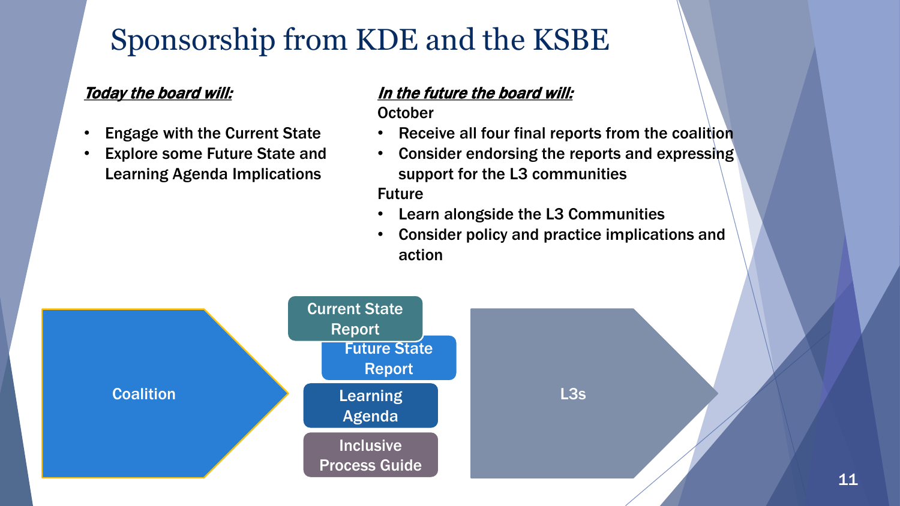# Sponsorship from KDE and the KSBE

***Today the board will:***

- Engage with the Current State
- Explore some Future State and Learning Agenda Implications

***In the future the board will:***

October

- Receive all four final reports from the coalition
- Consider endorsing the reports and expressing support for the L3 communities

Future

- Learn alongside the L3 Communities
- Consider policy and practice implications and action

Coalition

Current State Report

Future State Report

Learning Agenda

Inclusive Process Guide

L3s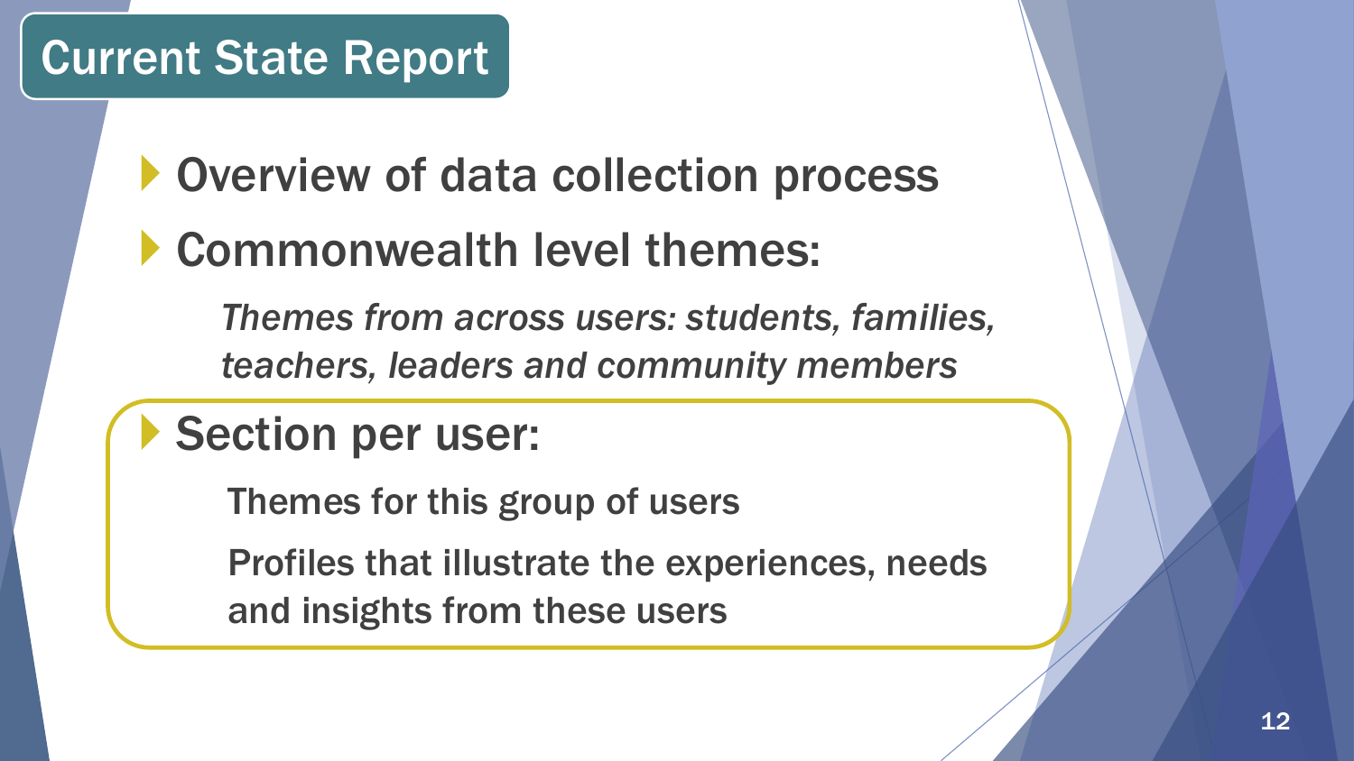# Current State Report

- Overview of data collection process
- Commonwealth level themes:

  *Themes from across users: students, families, teachers, leaders and community members*

- Section per user:

  Themes for this group of users

  Profiles that illustrate the experiences, needs and insights from these users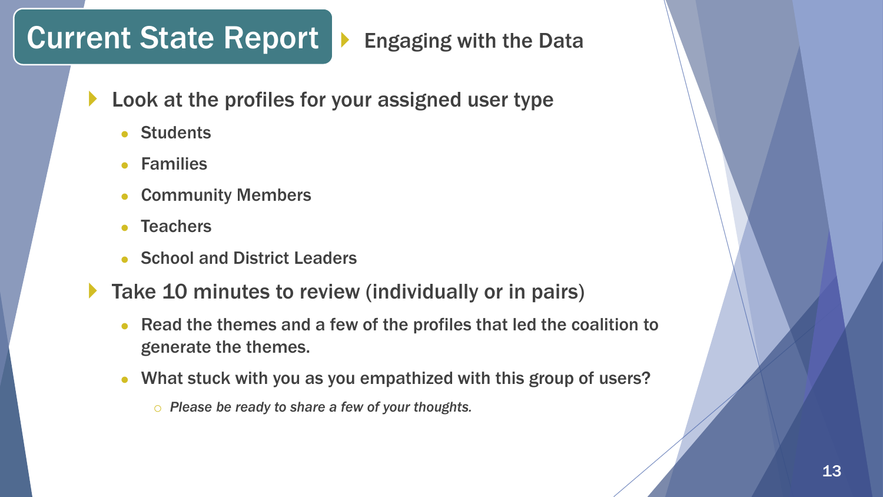# Current State Report

## Engaging with the Data

- Look at the profiles for your assigned user type
  - Students
  - Families
  - Community Members
  - Teachers
  - School and District Leaders
- Take 10 minutes to review (individually or in pairs)
  - Read the themes and a few of the profiles that led the coalition to generate the themes.
  - What stuck with you as you empathized with this group of users?
    - *Please be ready to share a few of your thoughts.*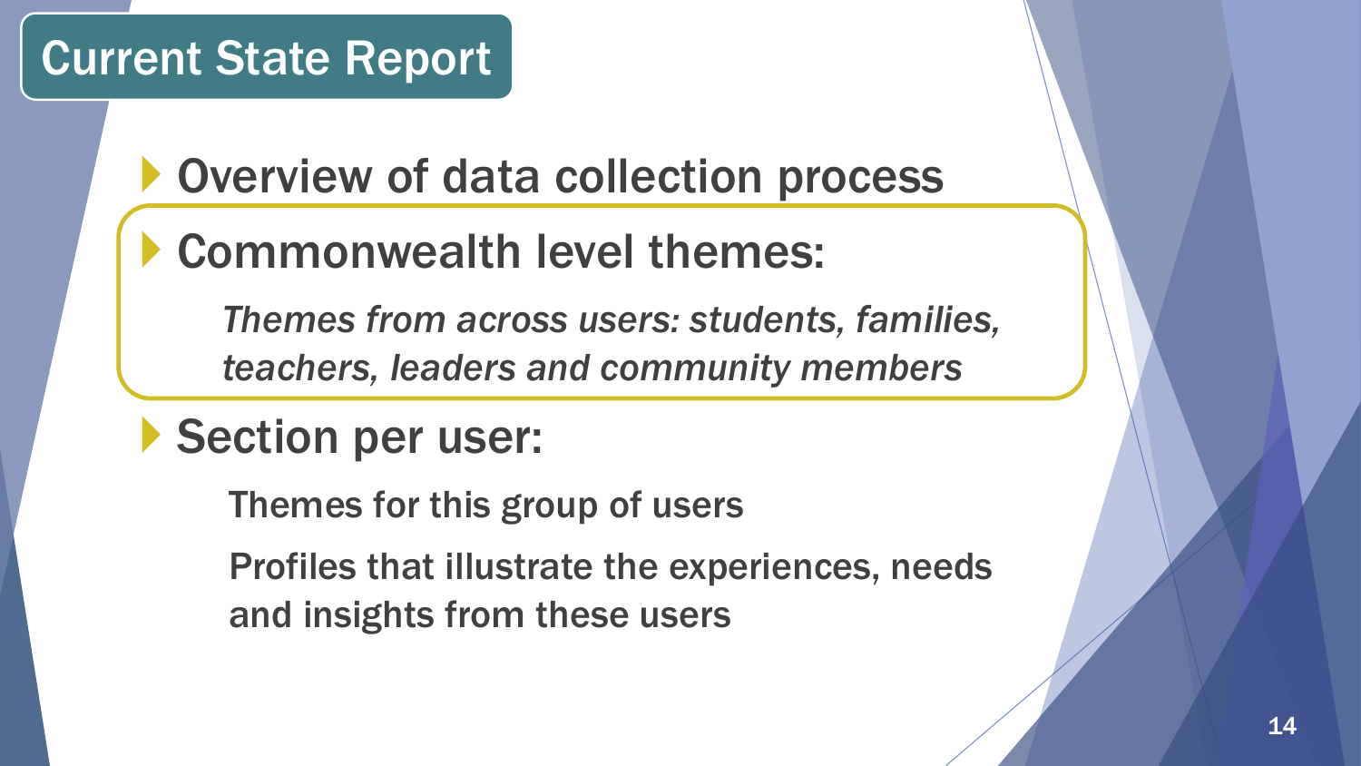# Current State Report

- Overview of data collection process
- Commonwealth level themes:

  *Themes from across users: students, families, teachers, leaders and community members*

- Section per user:

  Themes for this group of users

  Profiles that illustrate the experiences, needs and insights from these users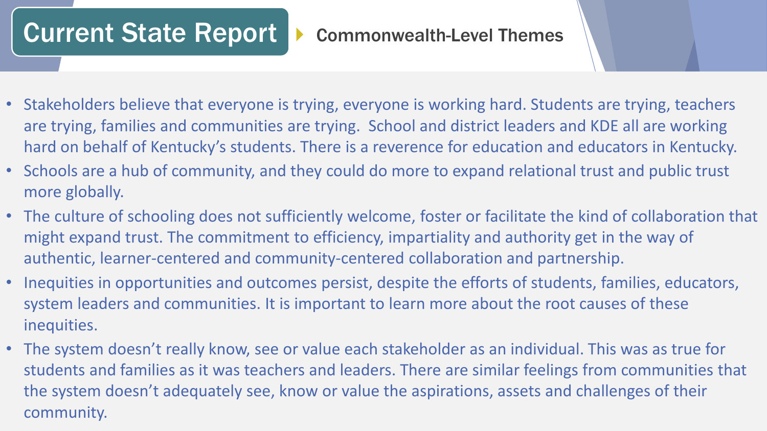# Current State Report

## Commonwealth-Level Themes

- Stakeholders believe that everyone is trying, everyone is working hard. Students are trying, teachers are trying, families and communities are trying. School and district leaders and KDE all are working hard on behalf of Kentucky's students. There is a reverence for education and educators in Kentucky.
- Schools are a hub of community, and they could do more to expand relational trust and public trust more globally.
- The culture of schooling does not sufficiently welcome, foster or facilitate the kind of collaboration that might expand trust. The commitment to efficiency, impartiality and authority get in the way of authentic, learner-centered and community-centered collaboration and partnership.
- Inequities in opportunities and outcomes persist, despite the efforts of students, families, educators, system leaders and communities. It is important to learn more about the root causes of these inequities.
- The system doesn't really know, see or value each stakeholder as an individual. This was as true for students and families as it was teachers and leaders. There are similar feelings from communities that the system doesn't adequately see, know or value the aspirations, assets and challenges of their community.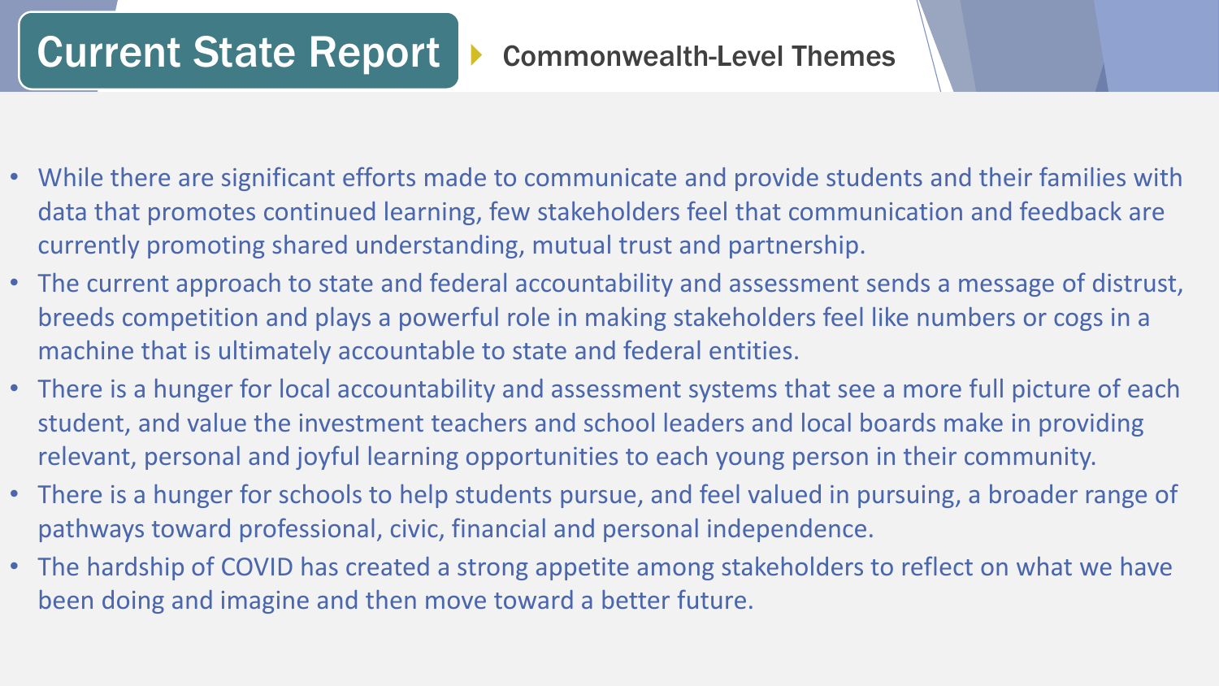# Current State Report

## Commonwealth-Level Themes

- While there are significant efforts made to communicate and provide students and their families with data that promotes continued learning, few stakeholders feel that communication and feedback are currently promoting shared understanding, mutual trust and partnership.
- The current approach to state and federal accountability and assessment sends a message of distrust, breeds competition and plays a powerful role in making stakeholders feel like numbers or cogs in a machine that is ultimately accountable to state and federal entities.
- There is a hunger for local accountability and assessment systems that see a more full picture of each student, and value the investment teachers and school leaders and local boards make in providing relevant, personal and joyful learning opportunities to each young person in their community.
- There is a hunger for schools to help students pursue, and feel valued in pursuing, a broader range of pathways toward professional, civic, financial and personal independence.
- The hardship of COVID has created a strong appetite among stakeholders to reflect on what we have been doing and imagine and then move toward a better future.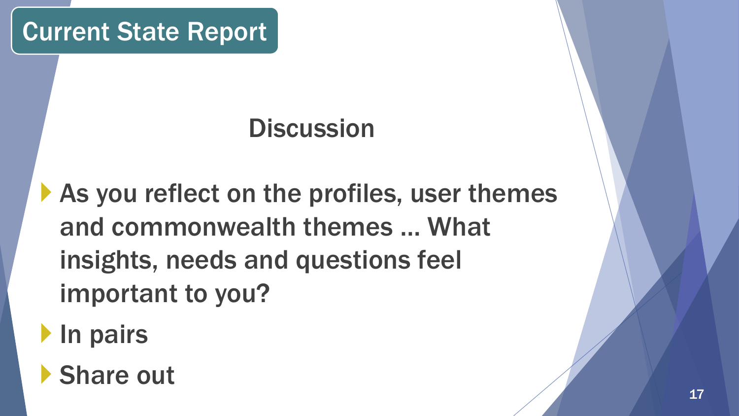# Current State Report

## Discussion

- As you reflect on the profiles, user themes and commonwealth themes … What insights, needs and questions feel important to you?
- In pairs
- Share out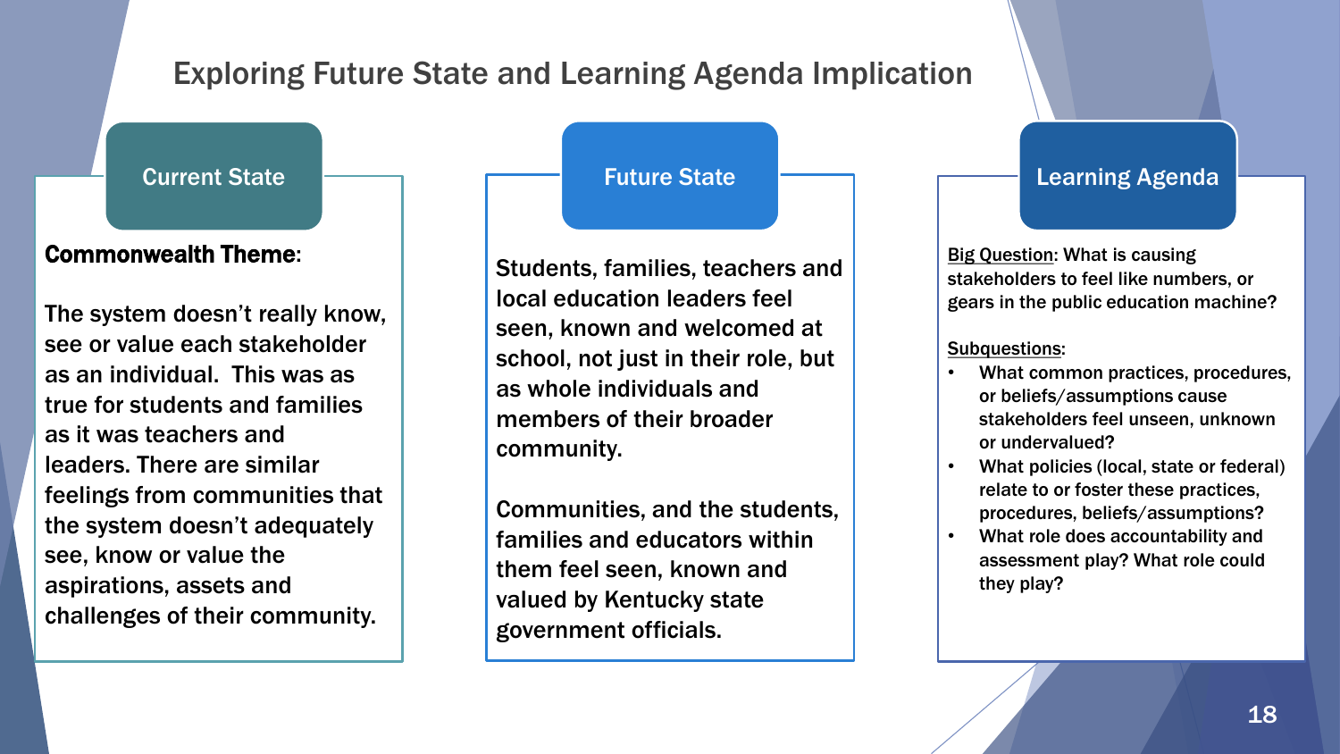# Exploring Future State and Learning Agenda Implication

## Current State

**Commonwealth Theme**:

The system doesn't really know, see or value each stakeholder as an individual. This was as true for students and families as it was teachers and leaders. There are similar feelings from communities that the system doesn't adequately see, know or value the aspirations, assets and challenges of their community.

## Future State

Students, families, teachers and local education leaders feel seen, known and welcomed at school, not just in their role, but as whole individuals and members of their broader community.

Communities, and the students, families and educators within them feel seen, known and valued by Kentucky state government officials.

## Learning Agenda

Big Question: What is causing stakeholders to feel like numbers, or gears in the public education machine?

Subquestions:

- What common practices, procedures, or beliefs/assumptions cause stakeholders feel unseen, unknown or undervalued?
- What policies (local, state or federal) relate to or foster these practices, procedures, beliefs/assumptions?
- What role does accountability and assessment play? What role could they play?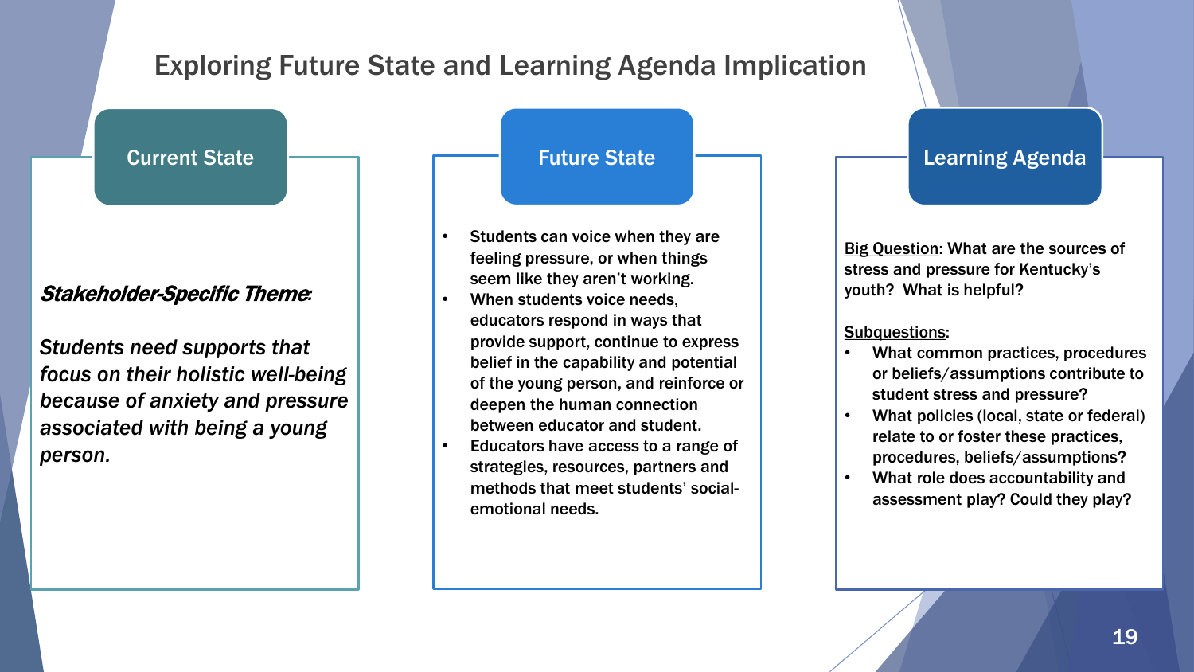# Exploring Future State and Learning Agenda Implication

## Current State

***Stakeholder-Specific Theme:***

*Students need supports that focus on their holistic well-being because of anxiety and pressure associated with being a young person.*

## Future State

- Students can voice when they are feeling pressure, or when things seem like they aren't working.
- When students voice needs, educators respond in ways that provide support, continue to express belief in the capability and potential of the young person, and reinforce or deepen the human connection between educator and student.
- Educators have access to a range of strategies, resources, partners and methods that meet students' social-emotional needs.

## Learning Agenda

Big Question: What are the sources of stress and pressure for Kentucky's youth? What is helpful?

Subquestions:

- What common practices, procedures or beliefs/assumptions contribute to student stress and pressure?
- What policies (local, state or federal) relate to or foster these practices, procedures, beliefs/assumptions?
- What role does accountability and assessment play? Could they play?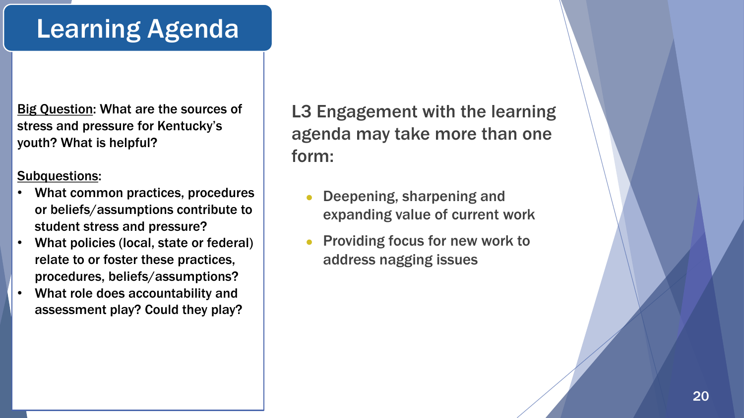# Learning Agenda

**Big Question**: What are the sources of stress and pressure for Kentucky's youth? What is helpful?

**Subquestions**:

- What common practices, procedures or beliefs/assumptions contribute to student stress and pressure?
- What policies (local, state or federal) relate to or foster these practices, procedures, beliefs/assumptions?
- What role does accountability and assessment play? Could they play?

L3 Engagement with the learning agenda may take more than one form:

- Deepening, sharpening and expanding value of current work
- Providing focus for new work to address nagging issues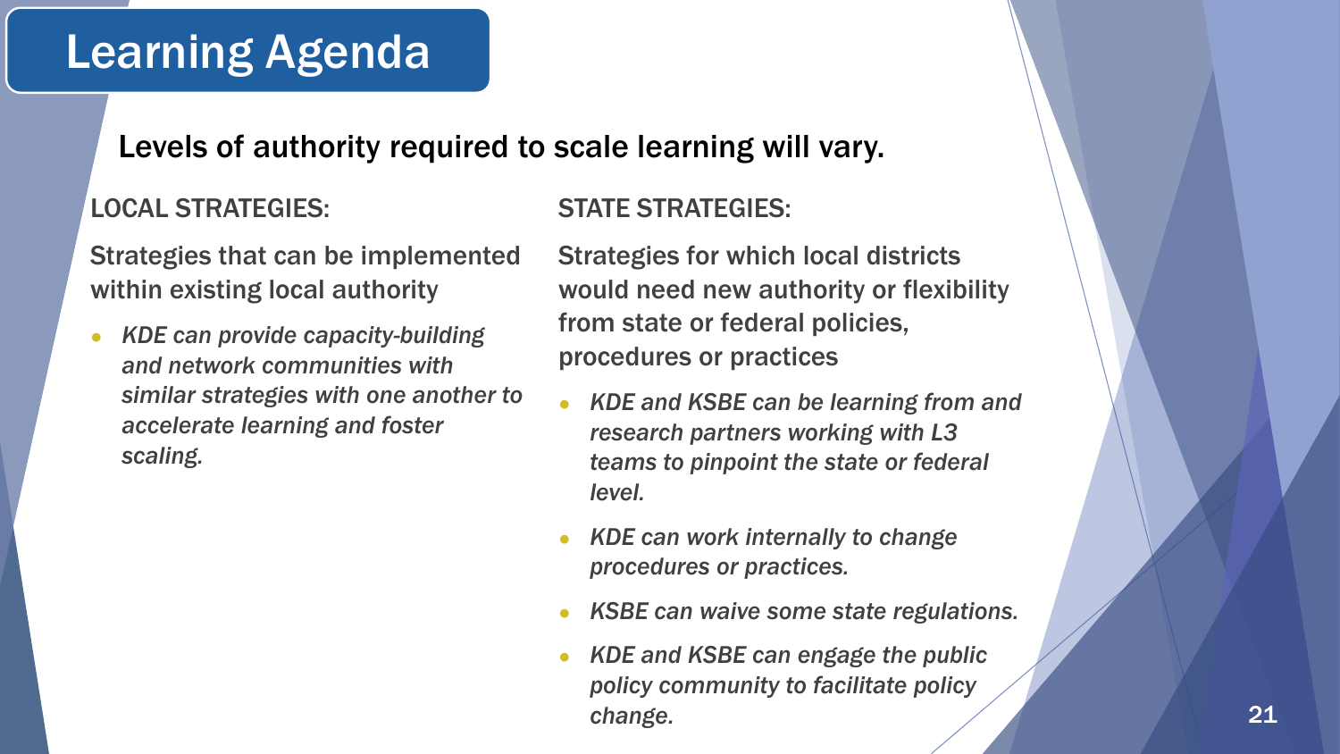# Learning Agenda

## Levels of authority required to scale learning will vary.

LOCAL STRATEGIES:

Strategies that can be implemented within existing local authority

- *KDE can provide capacity-building and network communities with similar strategies with one another to accelerate learning and foster scaling.*

STATE STRATEGIES:

Strategies for which local districts would need new authority or flexibility from state or federal policies, procedures or practices

- *KDE and KSBE can be learning from and research partners working with L3 teams to pinpoint the state or federal level.*
- *KDE can work internally to change procedures or practices.*
- *KSBE can waive some state regulations.*
- *KDE and KSBE can engage the public policy community to facilitate policy change.*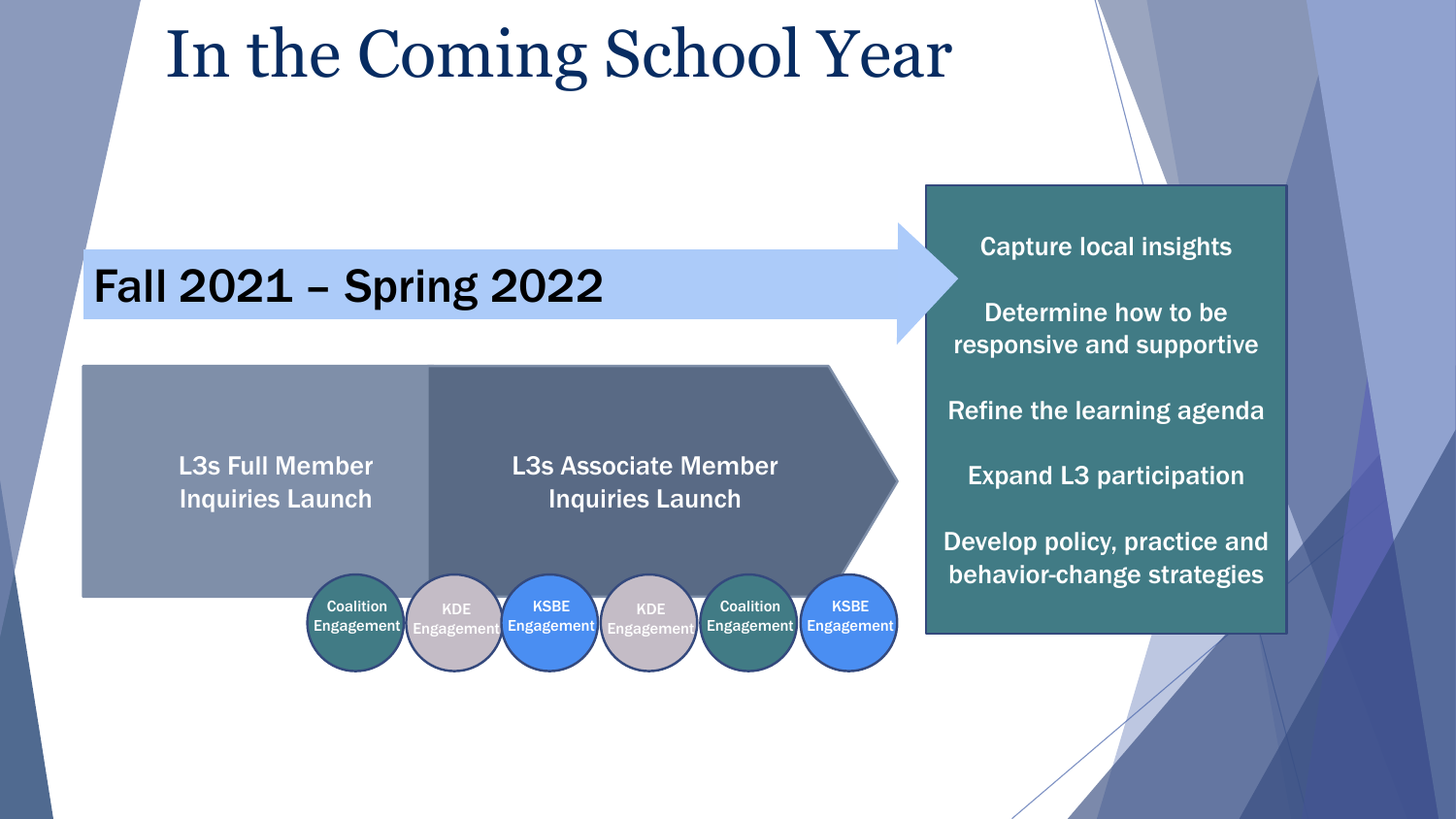# In the Coming School Year

## Fall 2021 – Spring 2022

L3s Full Member Inquiries Launch

L3s Associate Member Inquiries Launch

Coalition Engagement

KDE Engagement

KSBE Engagement

KDE Engagement

Coalition Engagement

KSBE Engagement

- Capture local insights
- Determine how to be responsive and supportive
- Refine the learning agenda
- Expand L3 participation
- Develop policy, practice and behavior-change strategies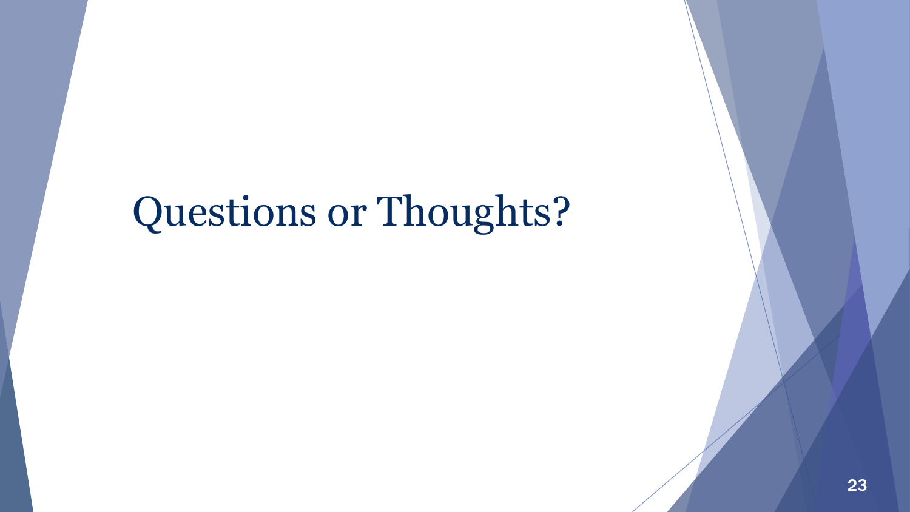# Questions or Thoughts?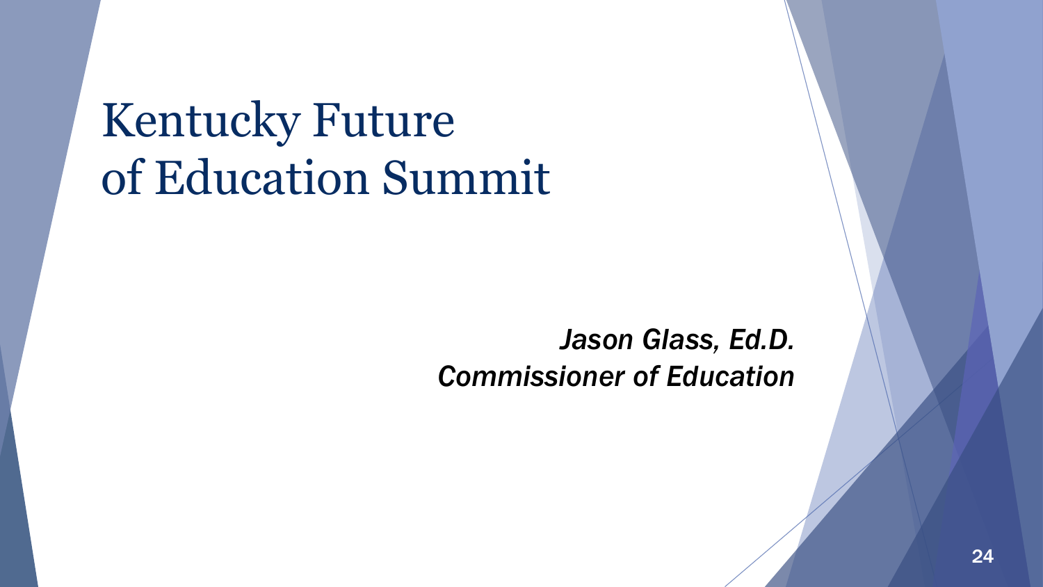# Kentucky Future of Education Summit

*Jason Glass, Ed.D.*
*Commissioner of Education*